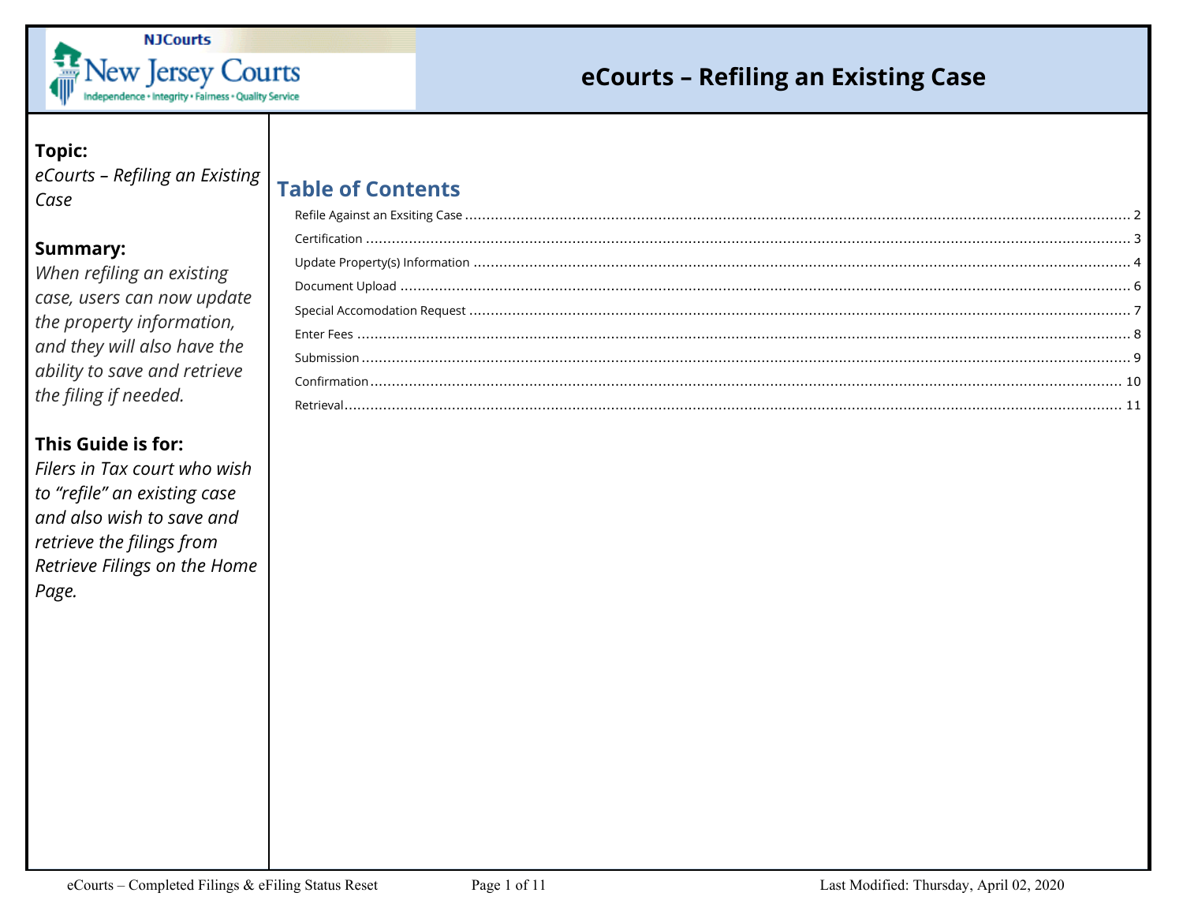# eCourts – Refiling an Existing Case

**Topic:**

*eCourts – Refiling an Existing Case*

**Summary:**

*When refiling an existing case, users can now update the property information, and they will also have the ability to save and retrieve the filing if needed.*

**This Guide is for:**

*Filers in Tax court who wish to "refile" an existing case and also wish to save and retrieve the filings from Retrieve Filings on the Home Page.*

## Table of Contents

- Refile Against an Exsiting Case ........ 2
- Certification ........ 3
- Update Property(s) Information ........ 4
- Document Upload ........ 6
- Special Accomodation Request ........ 7
- Enter Fees ........ 8
- Submission ........ 9
- Confirmation ........ 10
- Retrieval ........ 11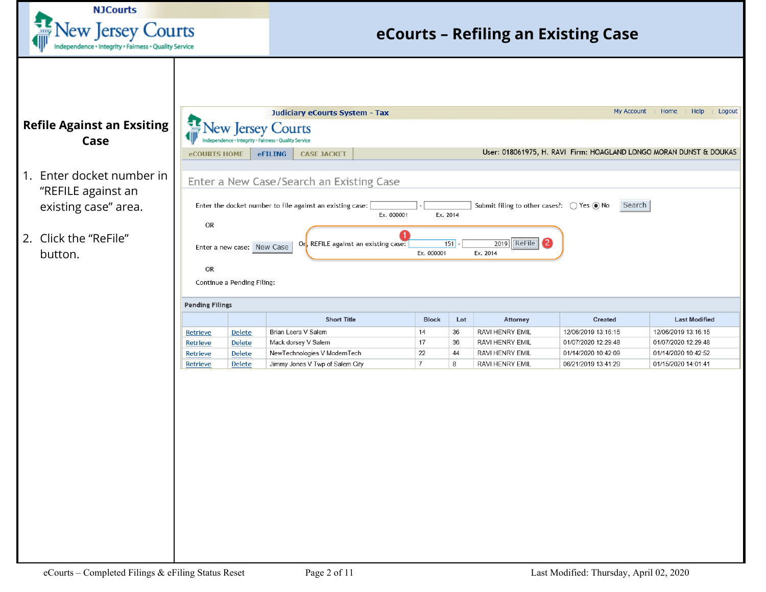# eCourts – Refiling an Existing Case

## Refile Against an Exsiting Case

1. Enter docket number in "REFILE against an existing case" area.
2. Click the "ReFile" button.

Judiciary eCourts System - Tax

My Account | Home | Help | Logout

eCOURTS HOME | eFILING | CASE JACKET

User: 018061975, H. RAVI Firm: HOAGLAND LONGO MORAN DUNST & DOUKAS

Enter a New Case/Search an Existing Case

Enter the docket number to file against an existing case: ______ - ______ Submit filing to other cases?: ○ Yes ◉ No [Search]
Ex. 000001 Ex. 2014

OR

Enter a new case: [New Case] Or, REFILE against an existing case: 151 - 2019 [ReFile]
Ex. 000001 Ex. 2014

OR

Continue a Pending Filing:

**Pending Filings**

| | | Short Title | Block | Lot | Attorney | Created | Last Modified |
|---|---|---|---|---|---|---|---|
| Retrieve | Delete | Brian Leera V Salem | 14 | 36 | RAVI HENRY EMIL | 12/06/2019 13:16:15 | 12/06/2019 13:16:15 |
| Retrieve | Delete | Mack dorsey V Salem | 17 | 36 | RAVI HENRY EMIL | 01/07/2020 12:29:48 | 01/07/2020 12:29:48 |
| Retrieve | Delete | NewTechnologies V ModernTech | 22 | 44 | RAVI HENRY EMIL | 01/14/2020 10:42:09 | 01/14/2020 10:42:52 |
| Retrieve | Delete | Jimmy Jones V Twp of Salem City | 7 | 8 | RAVI HENRY EMIL | 06/21/2019 13:41:29 | 01/15/2020 14:01:41 |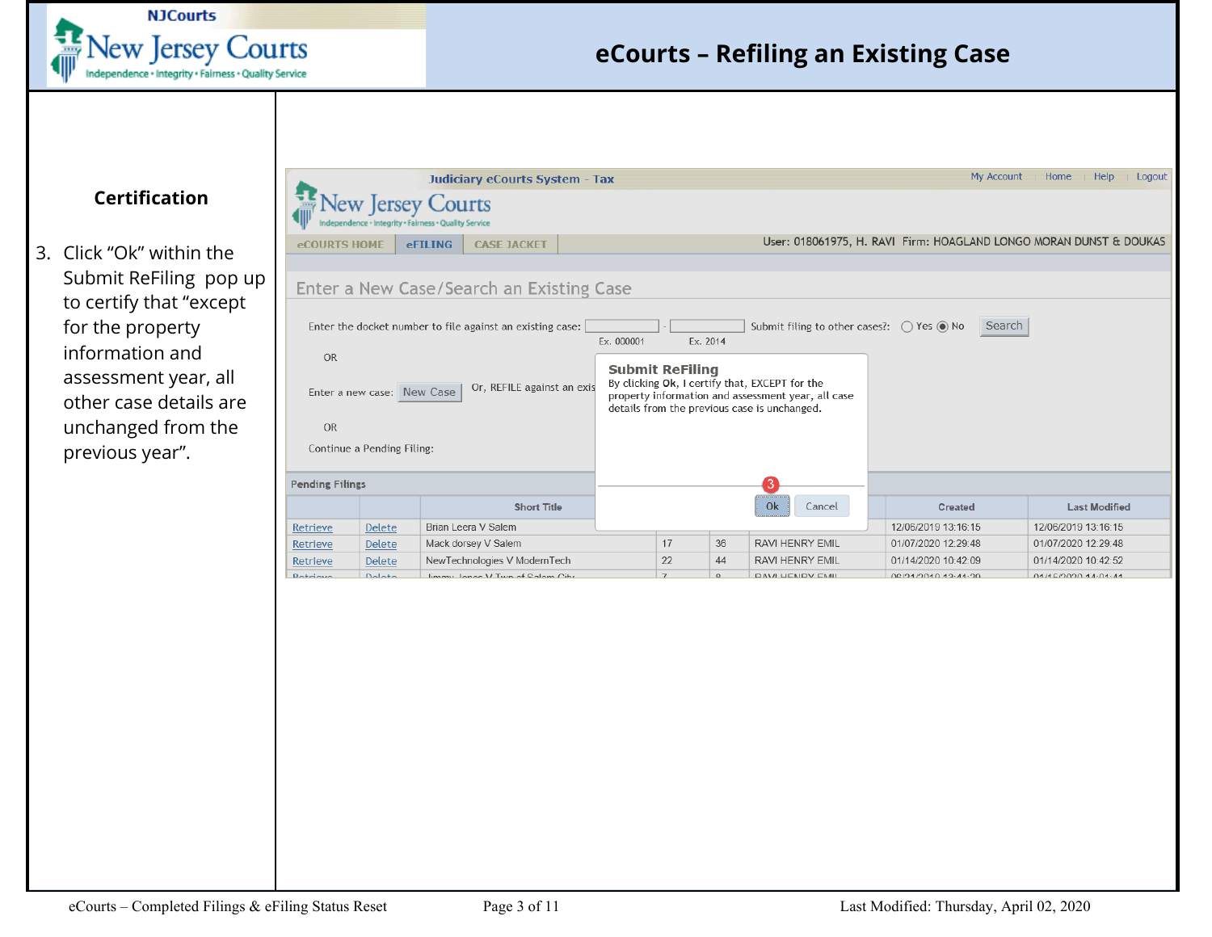# eCourts – Refiling an Existing Case

## Certification

3. Click "Ok" within the Submit ReFiling pop up to certify that "except for the property information and assessment year, all other case details are unchanged from the previous year".

Judiciary eCourts System - Tax

My Account | Home | Help | Logout

eCOURTS HOME | eFILING | CASE JACKET

User: 018061975, H. RAVI Firm: HOAGLAND LONGO MORAN DUNST & DOUKAS

Enter a New Case/Search an Existing Case

Enter the docket number to file against an existing case: ______ - ______ Submit filing to other cases?: Yes / No [Search]

Ex. 000001 Ex. 2014

OR

Enter a new case: [New Case] Or, REFILE against an exis...

OR

Continue a Pending Filing:

**Submit ReFiling**
By clicking Ok, I certify that, EXCEPT for the property information and assessment year, all case details from the previous case is unchanged.

[Ok] [Cancel]

Pending Filings

| | | Short Title | | | | Created | Last Modified |
|---|---|---|---|---|---|---|---|
| Retrieve | Delete | Brian Leera V Salem | | | | 12/06/2019 13:16:15 | 12/06/2019 13:16:15 |
| Retrieve | Delete | Mack dorsey V Salem | 17 | 36 | RAVI HENRY EMIL | 01/07/2020 12:29:48 | 01/07/2020 12:29:48 |
| Retrieve | Delete | NewTechnologies V ModernTech | 22 | 44 | RAVI HENRY EMIL | 01/14/2020 10:42:09 | 01/14/2020 10:42:52 |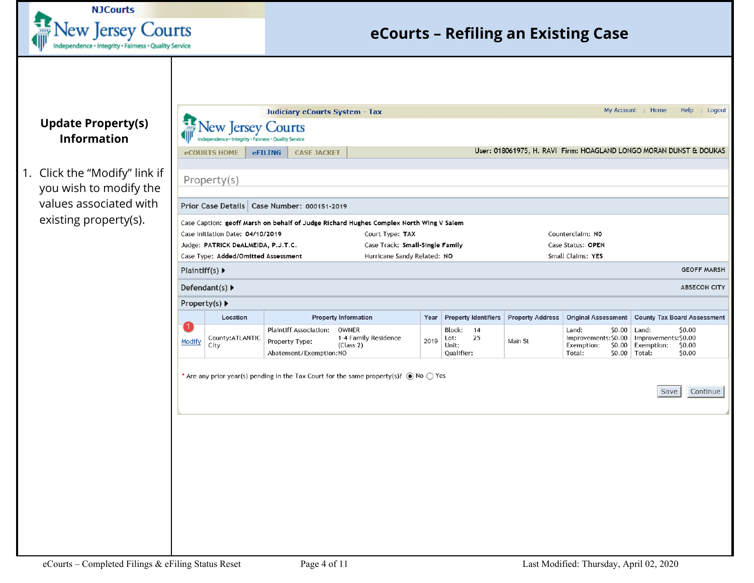# eCourts – Refiling an Existing Case

## Update Property(s) Information

1. Click the “Modify” link if you wish to modify the values associated with existing property(s).

Judiciary eCourts System - Tax

My Account | Home | Help | Logout

eCOURTS HOME | eFILING | CASE JACKET

User: 018061975, H. RAVI Firm: HOAGLAND LONGO MORAN DUNST & DOUKAS

Property(s)

**Prior Case Details** | **Case Number:** 000151-2019

Case Caption: **geoff Marsh on behalf of Judge Richard Hughes Complex North Wing V Salem**

| | | |
|---|---|---|
| Case Initiation Date: **04/10/2019** | Court Type: **TAX** | Counterclaim: **NO** |
| Judge: **PATRICK DeALMEIDA, P.J.T.C.** | Case Track: **Small-Single Family** | Case Status: **OPEN** |
| Case Type: **Added/Omitted Assessment** | Hurricane Sandy Related: **NO** | Small Claims: **YES** |

Plaintiff(s) ▸ GEOFF MARSH

Defendant(s) ▸ ABSECON CITY

Property(s) ▸

| | Location | Property Information | Year | Property Identifiers | Property Address | Original Assessment | County Tax Board Assessment |
|---|---|---|---|---|---|---|---|
| (1) Modify | County:ATLANTIC City | Plaintiff Association: OWNER<br>Property Type: 1-4 Family Residence (Class 2)<br>Abatement/Exemption:NO | 2019 | Block: 14<br>Lot: 25<br>Unit:<br>Qualifier: | Main St | Land: $0.00<br>Improvements:$0.00<br>Exemption: $0.00<br>Total: $0.00 | Land: $0.00<br>Improvements:$0.00<br>Exemption: $0.00<br>Total: $0.00 |

* Are any prior year(s) pending in the Tax Court for the same property(s)? (●) No ( ) Yes

Save | Continue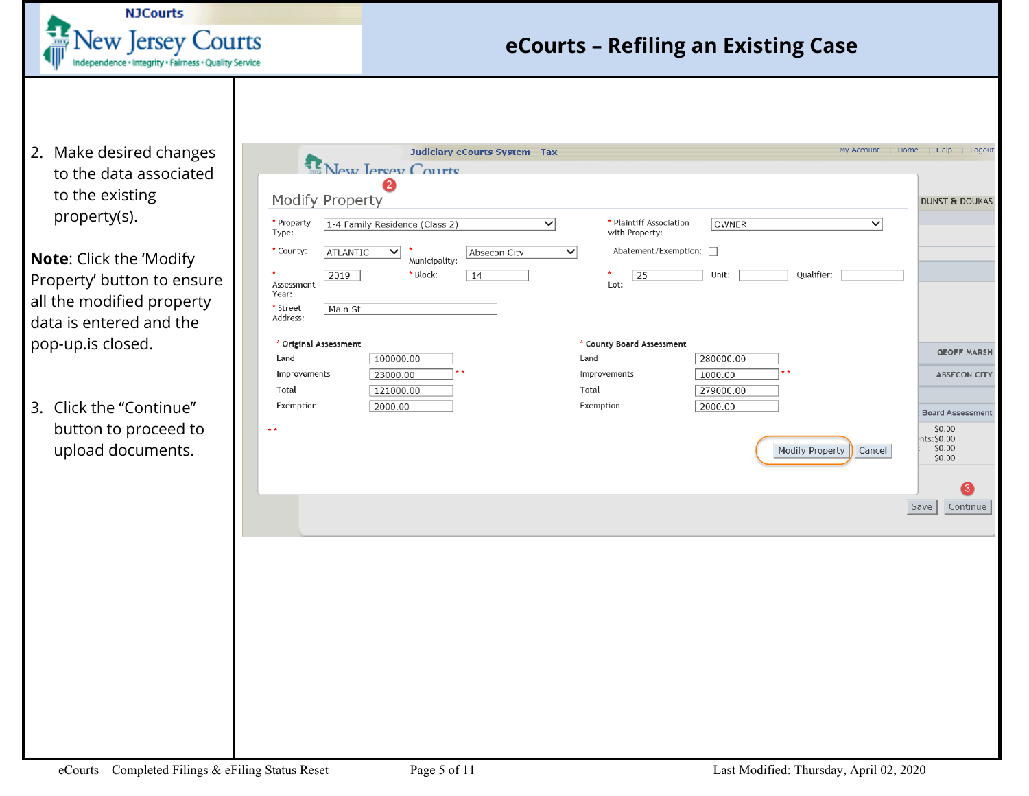# eCourts – Refiling an Existing Case

2. Make desired changes to the data associated to the existing property(s).

**Note**: Click the 'Modify Property' button to ensure all the modified property data is entered and the pop-up.is closed.

3. Click the "Continue" button to proceed to upload documents.

Judiciary eCourts System - Tax

My Account | Home | Help | Logout

## Modify Property

* Property Type: 1-4 Family Residence (Class 2)

* Plaintiff Association with Property: OWNER

* County: ATLANTIC

* Municipality: Absecon City

Abatement/Exemption:

* Assessment Year: 2019

* Block: 14

* Lot: 25

Unit:

Qualifier:

* Street Address: Main St

| * Original Assessment | | * County Board Assessment | |
|---|---|---|---|
| Land | 100000.00 | Land | 280000.00 |
| Improvements | 23000.00 | Improvements | 1000.00 |
| Total | 121000.00 | Total | 279000.00 |
| Exemption | 2000.00 | Exemption | 2000.00 |

Modify Property | Cancel

DUNST & DOUKAS

GEOFF MARSH

ABSECON CITY

Board Assessment

$0.00
$0.00
$0.00
$0.00

Save | Continue

eCourts – Completed Filings & eFiling Status Reset

Last Modified: Thursday, April 02, 2020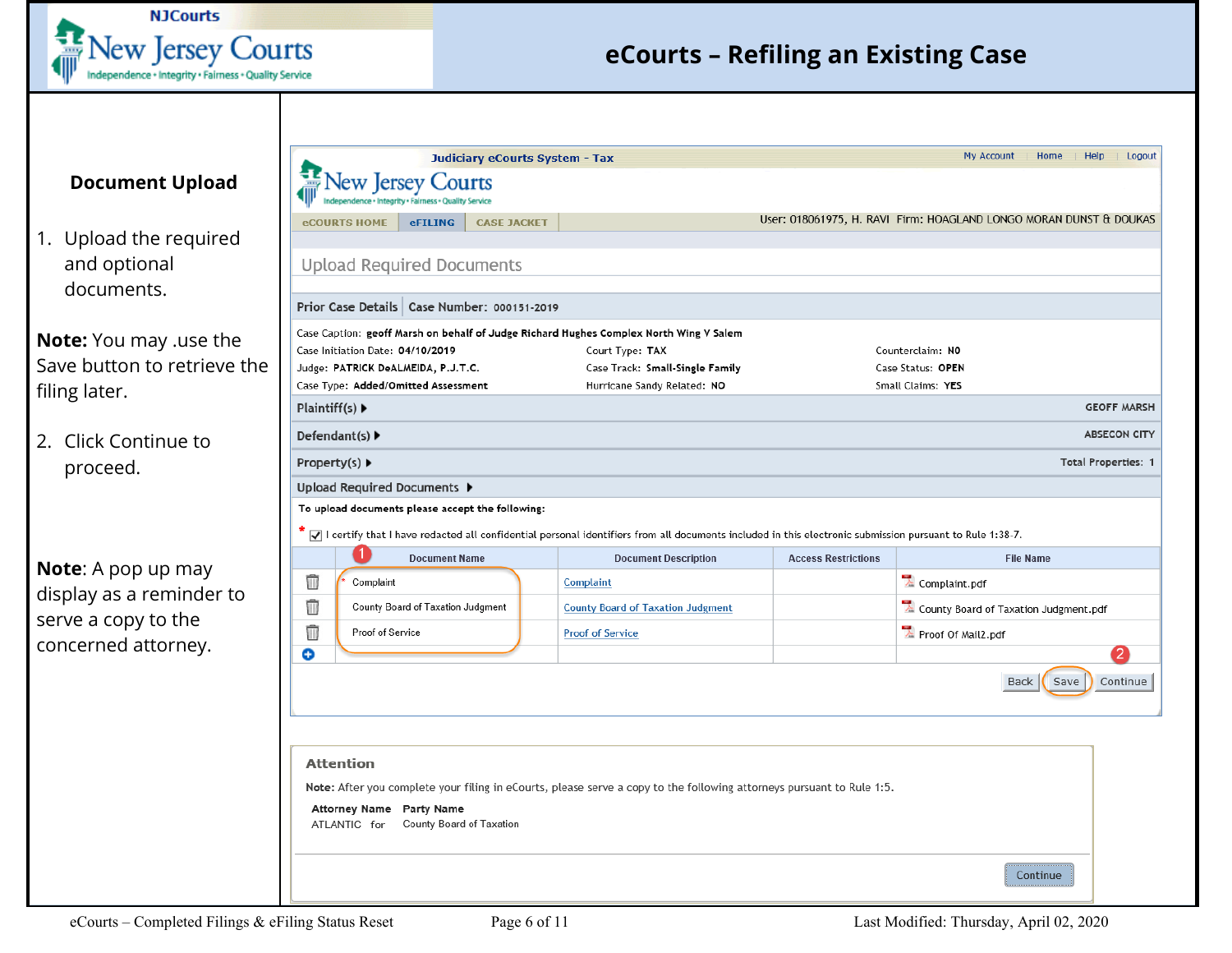# eCourts – Refiling an Existing Case

## Document Upload

1. Upload the required and optional documents.

**Note:** You may .use the Save button to retrieve the filing later.

2. Click Continue to proceed.

**Note**: A pop up may display as a reminder to serve a copy to the concerned attorney.

Judiciary eCourts System - Tax

My Account | Home | Help | Logout

eCOURTS HOME | eFILING | CASE JACKET

User: 018061975, H. RAVI Firm: HOAGLAND LONGO MORAN DUNST & DOUKAS

Upload Required Documents

**Prior Case Details** | **Case Number:** 000151-2019

Case Caption: **geoff Marsh on behalf of Judge Richard Hughes Complex North Wing V Salem**

| | | |
|---|---|---|
| Case Initiation Date: **04/10/2019** | Court Type: **TAX** | Counterclaim: **NO** |
| Judge: **PATRICK DeALMEIDA, P.J.T.C.** | Case Track: **Small-Single Family** | Case Status: **OPEN** |
| Case Type: **Added/Omitted Assessment** | Hurricane Sandy Related: **NO** | Small Claims: **YES** |

Plaintiff(s) ▸ — GEOFF MARSH

Defendant(s) ▸ — ABSECON CITY

Property(s) ▸ — Total Properties: 1

Upload Required Documents ▸

**To upload documents please accept the following:**

* ☑ I certify that I have redacted all confidential personal identifiers from all documents included in this electronic submission pursuant to Rule 1:38-7.

| | Document Name | Document Description | Access Restrictions | File Name |
|---|---|---|---|---|
| 🗑 | * Complaint | Complaint | | Complaint.pdf |
| 🗑 | County Board of Taxation Judgment | County Board of Taxation Judgment | | County Board of Taxation Judgment.pdf |
| 🗑 | Proof of Service | Proof of Service | | Proof Of Mail2.pdf |
| ⊕ | | | | |

Back | Save | Continue

**Attention**

**Note:** After you complete your filing in eCourts, please serve a copy to the following attorneys pursuant to Rule 1:5.

| Attorney Name | Party Name |
|---|---|
| ATLANTIC for | County Board of Taxation |

Continue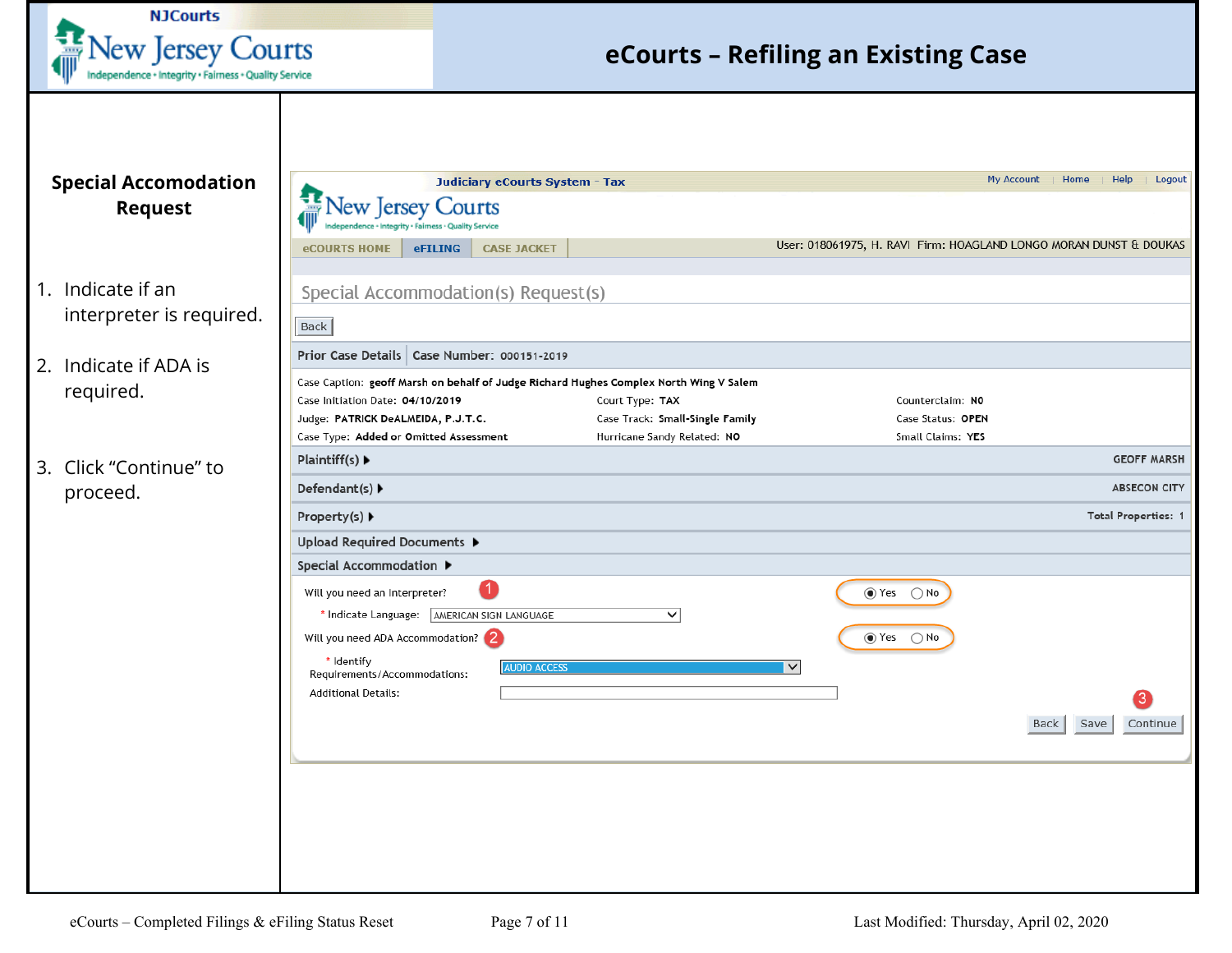# eCourts – Refiling an Existing Case

## Special Accomodation Request

1. Indicate if an interpreter is required.
2. Indicate if ADA is required.
3. Click "Continue" to proceed.

Judiciary eCourts System - Tax

My Account | Home | Help | Logout

eCOURTS HOME | eFILING | CASE JACKET

User: 018061975, H. RAVI Firm: HOAGLAND LONGO MORAN DUNST & DOUKAS

Special Accommodation(s) Request(s)

Back

Prior Case Details | Case Number: 000151-2019

| | | |
|---|---|---|
| Case Caption: geoff Marsh on behalf of Judge Richard Hughes Complex North Wing V Salem | | |
| Case Initiation Date: 04/10/2019 | Court Type: TAX | Counterclaim: NO |
| Judge: PATRICK DeALMEIDA, P.J.T.C. | Case Track: Small-Single Family | Case Status: OPEN |
| Case Type: Added or Omitted Assessment | Hurricane Sandy Related: NO | Small Claims: YES |

Plaintiff(s) ▶ GEOFF MARSH

Defendant(s) ▶ ABSECON CITY

Property(s) ▶ Total Properties: 1

Upload Required Documents ▶

Special Accommodation ▶

Will you need an Interpreter? (1) ◉ Yes ○ No

\* Indicate Language: AMERICAN SIGN LANGUAGE

Will you need ADA Accommodation? (2) ◉ Yes ○ No

\* Identify Requirements/Accommodations: AUDIO ACCESS

Additional Details:

Back | Save | Continue (3)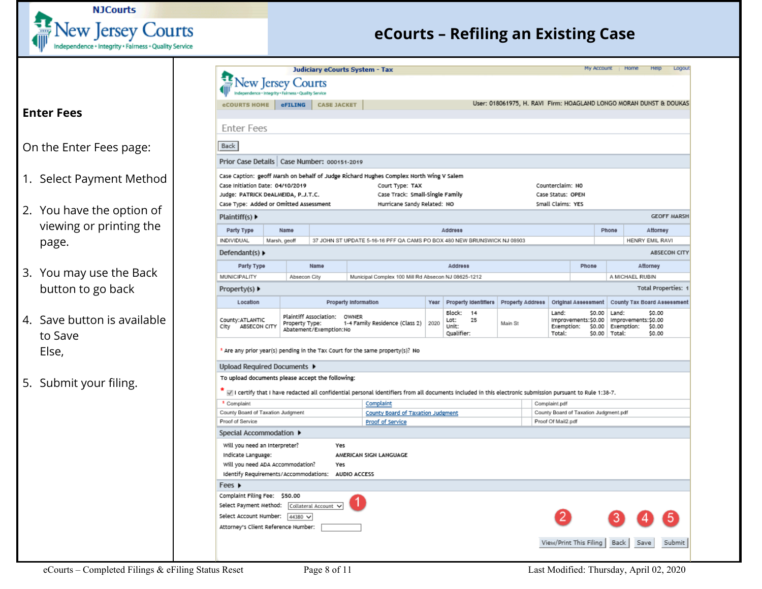# eCourts – Refiling an Existing Case

## Enter Fees

On the Enter Fees page:

1. Select Payment Method
2. You have the option of viewing or printing the page.
3. You may use the Back button to go back
4. Save button is available to Save Else,
5. Submit your filing.

Judiciary eCourts System - Tax

My Account | Home | Help | Logout

eCOURTS HOME | eFILING | CASE JACKET

User: 018061975, H. RAVI Firm: HOAGLAND LONGO MORAN DUNST & DOUKAS

Enter Fees

Back

**Prior Case Details** | **Case Number:** 000151-2019

Case Caption: geoff Marsh on behalf of Judge Richard Hughes Complex North Wing V Salem
Case Initiation Date: 04/10/2019 | Court Type: TAX | Counterclaim: NO
Judge: PATRICK DeALMEIDA, P.J.T.C. | Case Track: Small-Single Family | Case Status: OPEN
Case Type: Added or Omitted Assessment | Hurricane Sandy Related: NO | Small Claims: YES

**Plaintiff(s)** GEOFF MARSH

| Party Type | Name | Address | Phone | Attorney |
|---|---|---|---|---|
| INDIVIDUAL | Marsh, geoff | 37 JOHN ST UPDATE 5-16-16 PFF QA CAMS PO BOX 480 NEW BRUNSWICK NJ 08903 | | HENRY EMIL RAVI |

**Defendant(s)** ABSECON CITY

| Party Type | Name | Address | Phone | Attorney |
|---|---|---|---|---|
| MUNICIPALITY | Absecon City | Municipal Complex 100 Mill Rd Absecon NJ 08625-1212 | | A MICHAEL RUBIN |

**Property(s)** Total Properties: 1

| Location | Property Information | Year | Property Identifiers | Property Address | Original Assessment | County Tax Board Assessment |
|---|---|---|---|---|---|---|
| County:ATLANTIC City ABSECON CITY | Plaintiff Association: OWNER Property Type: 1-4 Family Residence (Class 2) Abatement/Exemption:No | 2020 | Block: 14 Lot: 25 Unit: Qualifier: | Main St | Land: $0.00 Improvements:$0.00 Exemption: $0.00 Total: $0.00 | Land: $0.00 Improvements:$0.00 Exemption: $0.00 Total: $0.00 |

* Are any prior year(s) pending in the Tax Court for the same property(s)? No

**Upload Required Documents**

To upload documents please accept the following:

* ☑ I certify that I have redacted all confidential personal identifiers from all documents included in this electronic submission pursuant to Rule 1:38-7.

| | | |
|---|---|---|
| * Complaint | Complaint | Complaint.pdf |
| County Board of Taxation Judgment | County Board of Taxation Judgment | County Board of Taxation Judgment.pdf |
| Proof of Service | Proof of Service | Proof Of Mail2.pdf |

**Special Accommodation**

Will you need an Interpreter? Yes
Indicate Language: AMERICAN SIGN LANGUAGE
Will you need ADA Accommodation? Yes
Identify Requirements/Accommodations: AUDIO ACCESS

**Fees**

Complaint Filing Fee: $50.00
Select Payment Method: Collateral Account (1)
Select Account Number: 44380
Attorney's Client Reference Number:

View/Print This Filing (2) | Back (3) | Save (4) | Submit (5)

eCourts – Completed Filings & eFiling Status Reset

Last Modified: Thursday, April 02, 2020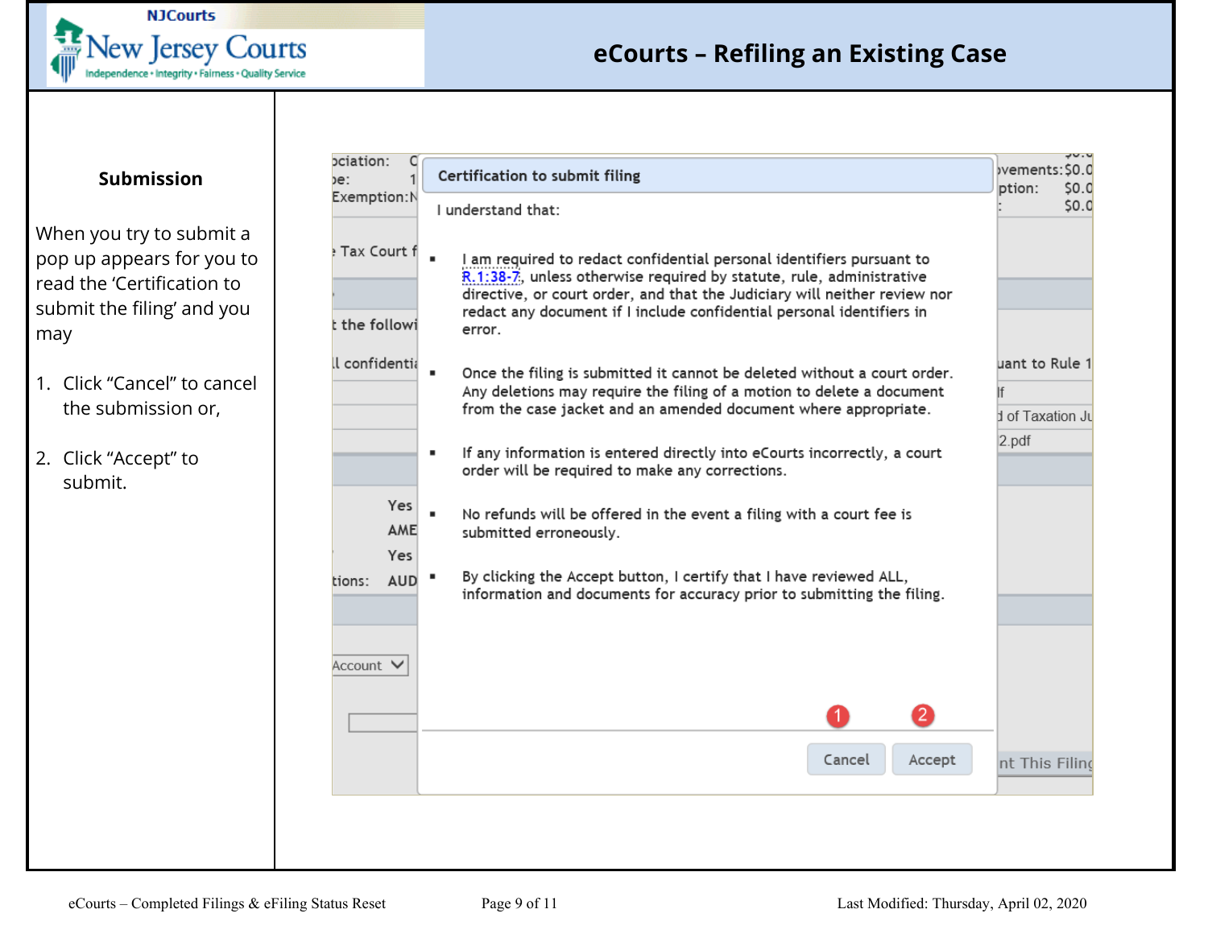## Submission

When you try to submit a pop up appears for you to read the 'Certification to submit the filing' and you may

1. Click "Cancel" to cancel the submission or,

2. Click "Accept" to submit.

**Certification to submit filing**

I understand that:

- I am required to redact confidential personal identifiers pursuant to R.1:38-7, unless otherwise required by statute, rule, administrative directive, or court order, and that the Judiciary will neither review nor redact any document if I include confidential personal identifiers in error.
- Once the filing is submitted it cannot be deleted without a court order. Any deletions may require the filing of a motion to delete a document from the case jacket and an amended document where appropriate.
- If any information is entered directly into eCourts incorrectly, a court order will be required to make any corrections.
- No refunds will be offered in the event a filing with a court fee is submitted erroneously.
- By clicking the Accept button, I certify that I have reviewed ALL, information and documents for accuracy prior to submitting the filing.

1 Cancel 2 Accept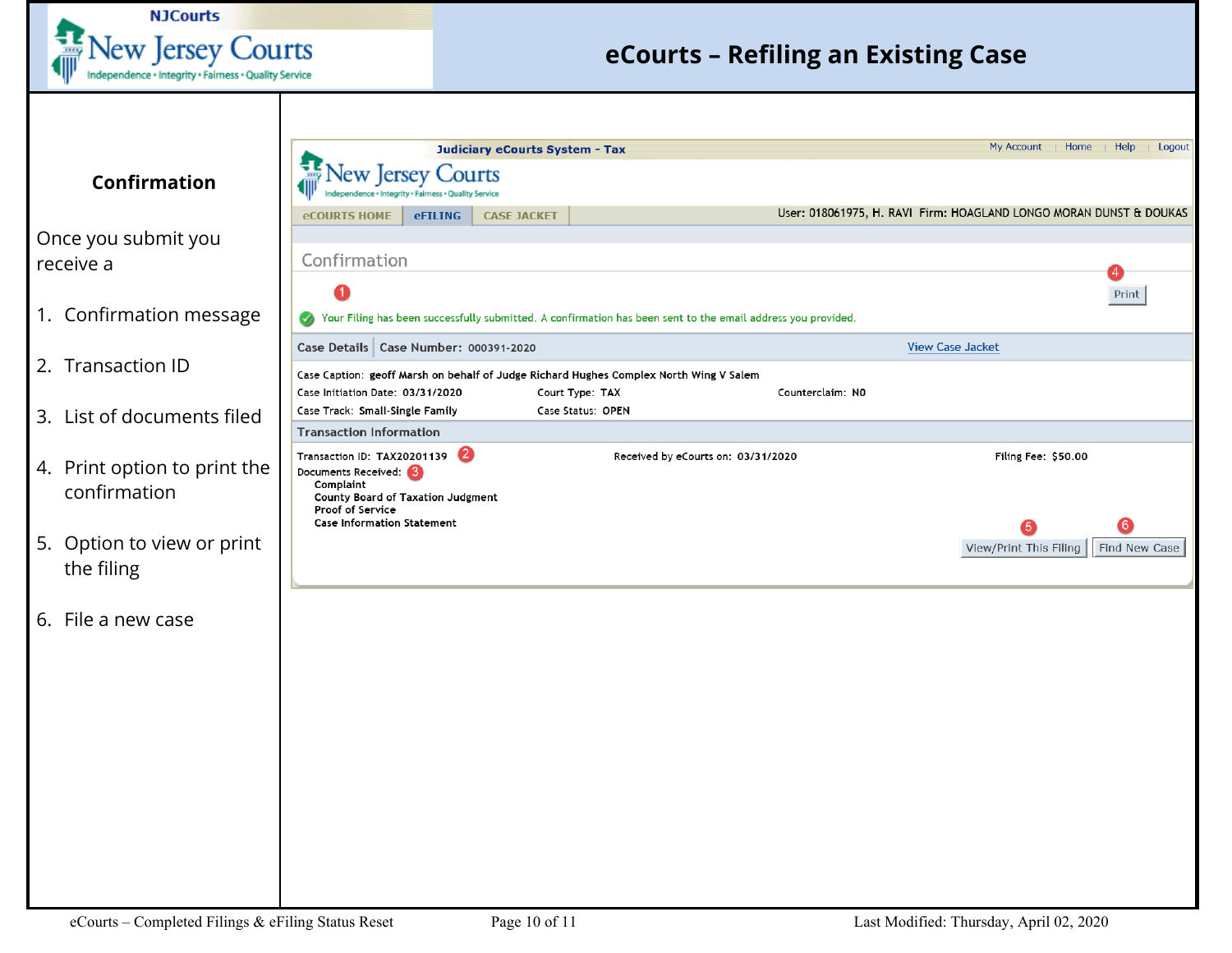# eCourts – Refiling an Existing Case

## Confirmation

Once you submit you receive a

1. Confirmation message
2. Transaction ID
3. List of documents filed
4. Print option to print the confirmation
5. Option to view or print the filing
6. File a new case

Judiciary eCourts System - Tax

My Account | Home | Help | Logout

eCOURTS HOME | eFILING | CASE JACKET

User: 018061975, H. RAVI Firm: HOAGLAND LONGO MORAN DUNST & DOUKAS

Confirmation

Print

Your Filing has been successfully submitted. A confirmation has been sent to the email address you provided.

**Case Details** | **Case Number:** 000391-2020 — View Case Jacket

Case Caption: geoff Marsh on behalf of Judge Richard Hughes Complex North Wing V Salem

Case Initiation Date: 03/31/2020 Court Type: TAX Counterclaim: NO

Case Track: Small-Single Family Case Status: OPEN

**Transaction Information**

Transaction ID: TAX20201139 Received by eCourts on: 03/31/2020 Filing Fee: $50.00

Documents Received:

- Complaint
- County Board of Taxation Judgment
- Proof of Service
- Case Information Statement

View/Print This Filing | Find New Case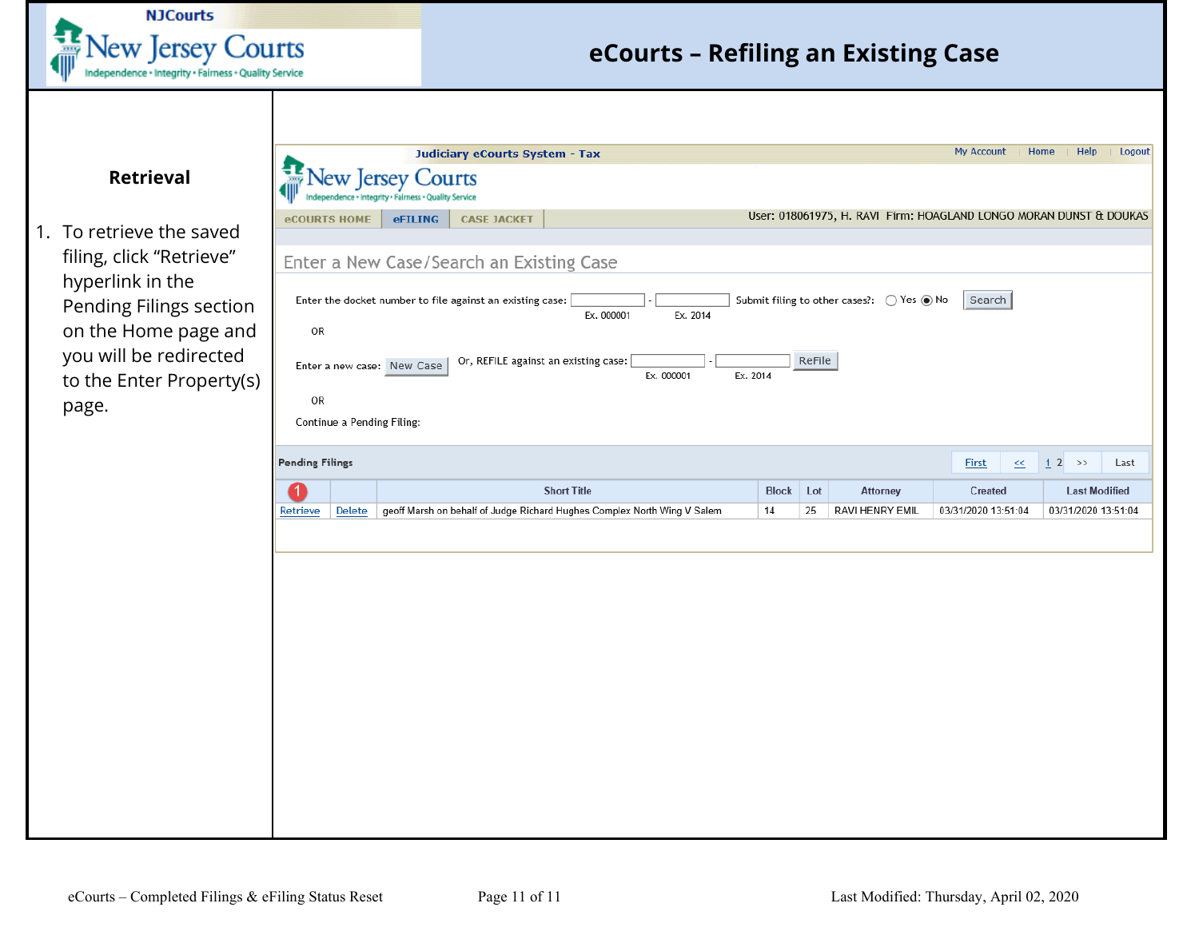# eCourts – Refiling an Existing Case

## Retrieval

1. To retrieve the saved filing, click "Retrieve" hyperlink in the Pending Filings section on the Home page and you will be redirected to the Enter Property(s) page.

Judiciary eCourts System - Tax

My Account | Home | Help | Logout

eCOURTS HOME | eFILING | CASE JACKET

User: 018061975, H. RAVI Firm: HOAGLAND LONGO MORAN DUNST & DOUKAS

Enter a New Case/Search an Existing Case

Enter the docket number to file against an existing case: ______ - ______ Submit filing to other cases?: Yes No Search

Ex. 000001 Ex. 2014

OR

Enter a new case: New Case Or, REFILE against an existing case: ______ - ______ ReFile

Ex. 000001 Ex. 2014

OR

Continue a Pending Filing:

Pending Filings

First << 1 2 >> Last

| 1 | | Short Title | Block | Lot | Attorney | Created | Last Modified |
|---|---|---|---|---|---|---|---|
| Retrieve | Delete | geoff Marsh on behalf of Judge Richard Hughes Complex North Wing V Salem | 14 | 25 | RAVI HENRY EMIL | 03/31/2020 13:51:04 | 03/31/2020 13:51:04 |

eCourts – Completed Filings & eFiling Status Reset

Last Modified: Thursday, April 02, 2020